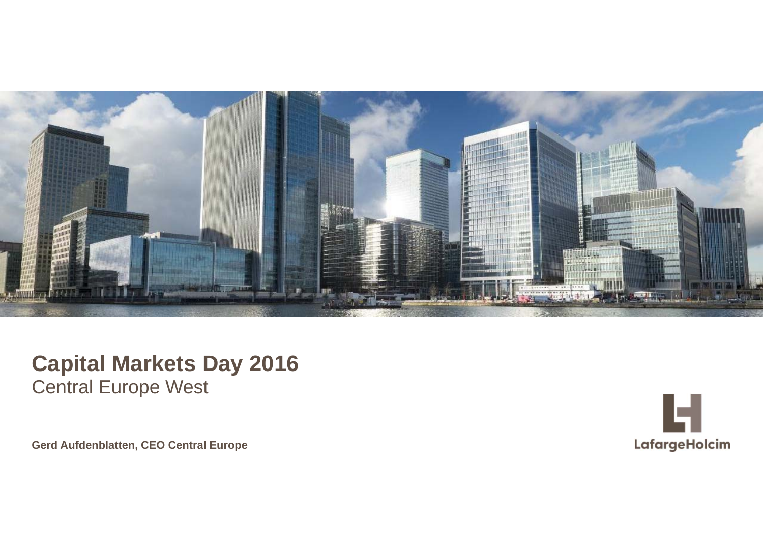# Capital Markets Day 2016

## Central Europe West

**Gerd Aufdenblatten, CEO Central Europe**

LafargeHolcim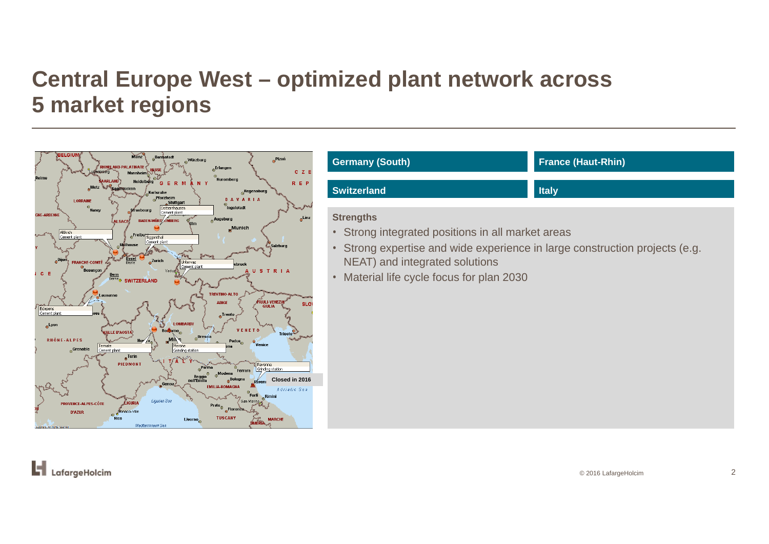# Central Europe West – optimized plant network across 5 market regions

Aldrich
Cement plant

Dotternhausen
Cement plant

Siggenthal
Cement plant

Untervaz
Cement plant

Eclepens
Cement plant

Ternate
Cement plant

Merone
Grinding station

Ravenna
Grinding station

Closed in 2016

| Germany (South) | France (Haut-Rhin) |
|---|---|
| Switzerland | Italy |

**Strengths**

- Strong integrated positions in all market areas
- Strong expertise and wide experience in large construction projects (e.g. NEAT) and integrated solutions
- Material life cycle focus for plan 2030

© 2016 LafargeHolcim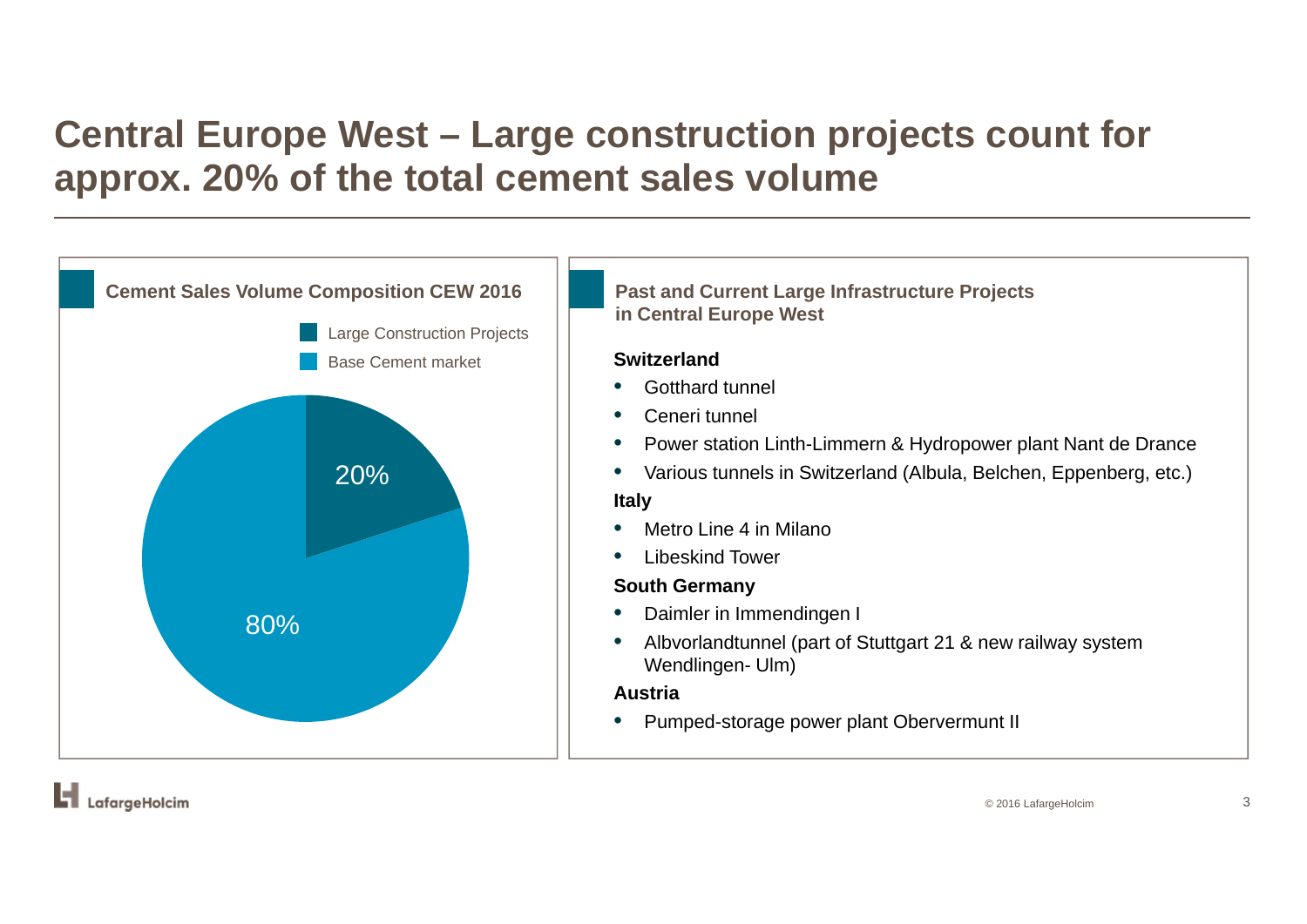# Central Europe West – Large construction projects count for approx. 20% of the total cement sales volume

## Cement Sales Volume Composition CEW 2016

| Segment | Share |
| --- | --- |
| Large Construction Projects | 20% |
| Base Cement market | 80% |

## Past and Current Large Infrastructure Projects in Central Europe West

**Switzerland**

- Gotthard tunnel
- Ceneri tunnel
- Power station Linth-Limmern & Hydropower plant Nant de Drance
- Various tunnels in Switzerland (Albula, Belchen, Eppenberg, etc.)

**Italy**

- Metro Line 4 in Milano
- Libeskind Tower

**South Germany**

- Daimler in Immendingen I
- Albvorlandtunnel (part of Stuttgart 21 & new railway system Wendlingen- Ulm)

**Austria**

- Pumped-storage power plant Obervermunt II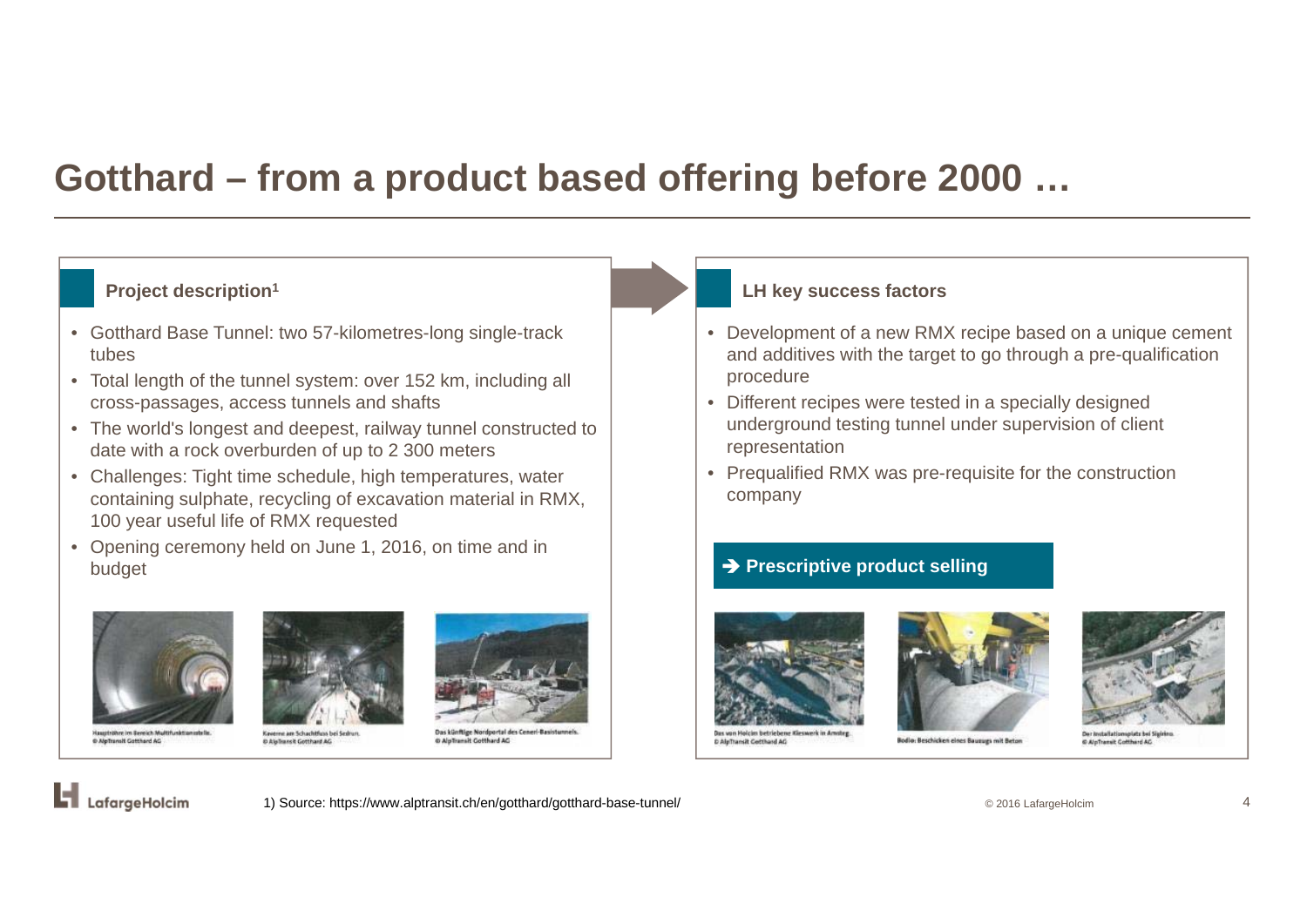# Gotthard – from a product based offering before 2000 …

### Project description[1]

- Gotthard Base Tunnel: two 57-kilometres-long single-track tubes
- Total length of the tunnel system: over 152 km, including all cross-passages, access tunnels and shafts
- The world's longest and deepest, railway tunnel constructed to date with a rock overburden of up to 2 300 meters
- Challenges: Tight time schedule, high temperatures, water containing sulphate, recycling of excavation material in RMX, 100 year useful life of RMX requested
- Opening ceremony held on June 1, 2016, on time and in budget

Haupröhre im Bereich Multifunktionsstelle. © AlpTransit Gotthard AG

Kaverne am Schachtfuss bei Sedrun. © AlpTransit Gotthard AG

Das künftige Nordportal des Ceneri-Basistunnels. © AlpTransit Gotthard AG

### LH key success factors

- Development of a new RMX recipe based on a unique cement and additives with the target to go through a pre-qualification procedure
- Different recipes were tested in a specially designed underground testing tunnel under supervision of client representation
- Prequalified RMX was pre-requisite for the construction company

**➔ Prescriptive product selling**

Das von Holcim betriebene Kieswerk in Amsteg. © AlpTransit Gotthard AG

Bodio: Beschicken eines Bauzugs mit Beton

Der Installationsplatz bei Sigirino. © AlpTransit Gotthard AG

1) Source: https://www.alptransit.ch/en/gotthard/gotthard-base-tunnel/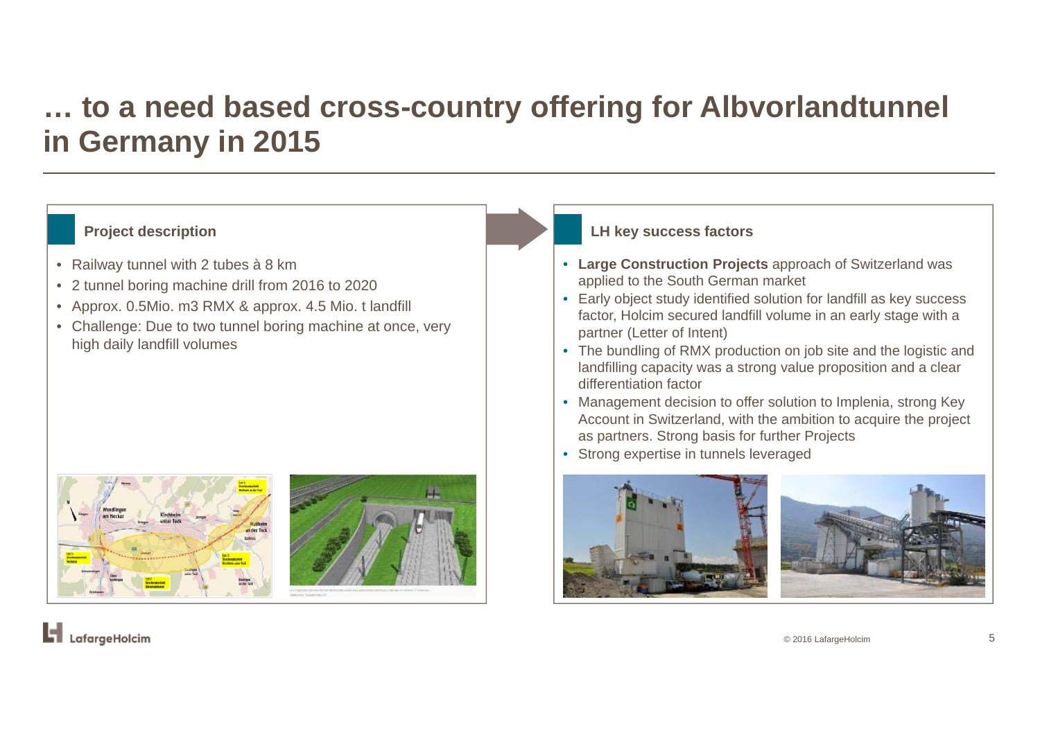# … to a need based cross-country offering for Albvorlandtunnel in Germany in 2015

## Project description

- Railway tunnel with 2 tubes à 8 km
- 2 tunnel boring machine drill from 2016 to 2020
- Approx. 0.5Mio. m3 RMX & approx. 4.5 Mio. t landfill
- Challenge: Due to two tunnel boring machine at once, very high daily landfill volumes

## LH key success factors

- **Large Construction Projects** approach of Switzerland was applied to the South German market
- Early object study identified solution for landfill as key success factor, Holcim secured landfill volume in an early stage with a partner (Letter of Intent)
- The bundling of RMX production on job site and the logistic and landfilling capacity was a strong value proposition and a clear differentiation factor
- Management decision to offer solution to Implenia, strong Key Account in Switzerland, with the ambition to acquire the project as partners. Strong basis for further Projects
- Strong expertise in tunnels leveraged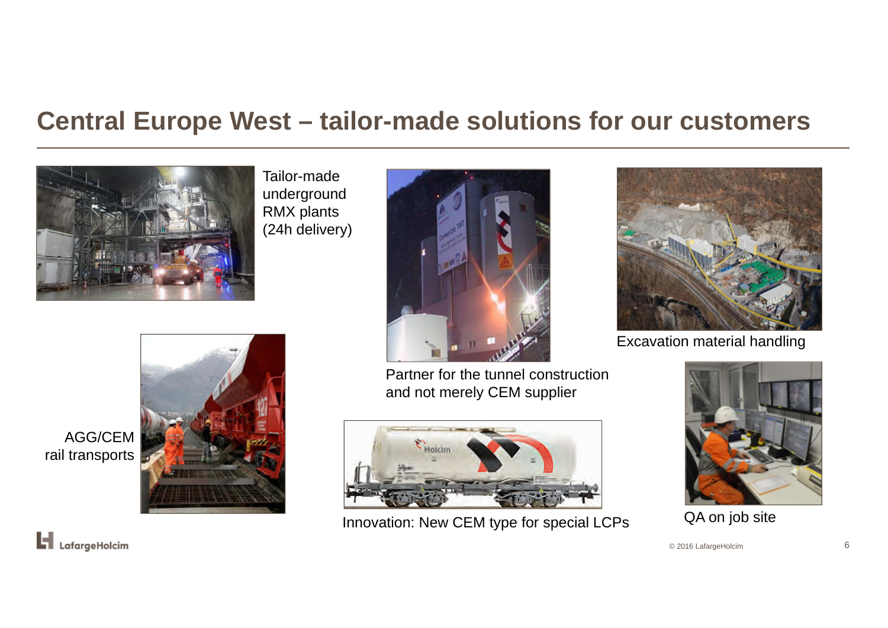# Central Europe West – tailor-made solutions for our customers

Tailor-made underground RMX plants (24h delivery)

Partner for the tunnel construction and not merely CEM supplier

Excavation material handling

AGG/CEM rail transports

Innovation: New CEM type for special LCPs

QA on job site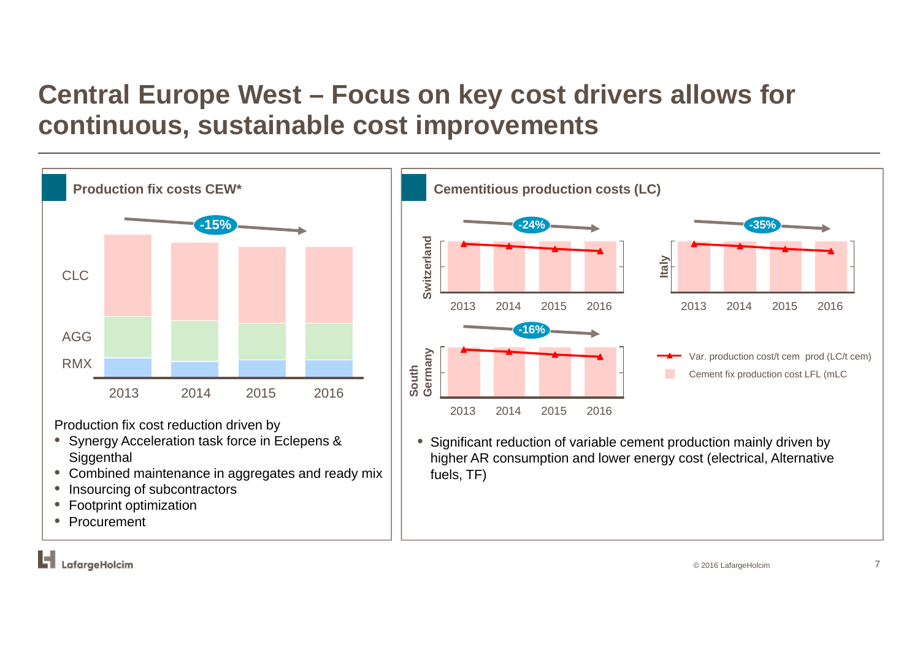# Central Europe West – Focus on key cost drivers allows for continuous, sustainable cost improvements

## Production fix costs CEW*

-15%

CLC

AGG

RMX

2013 2014 2015 2016

Production fix cost reduction driven by

- Synergy Acceleration task force in Eclepens & Siggenthal
- Combined maintenance in aggregates and ready mix
- Insourcing of subcontractors
- Footprint optimization
- Procurement

## Cementitious production costs (LC)

Switzerland: -24%

2013 2014 2015 2016

Italy: -35%

2013 2014 2015 2016

South Germany: -16%

2013 2014 2015 2016

Var. production cost/t cem prod (LC/t cem)

Cement fix production cost LFL (mLC

- Significant reduction of variable cement production mainly driven by higher AR consumption and lower energy cost (electrical, Alternative fuels, TF)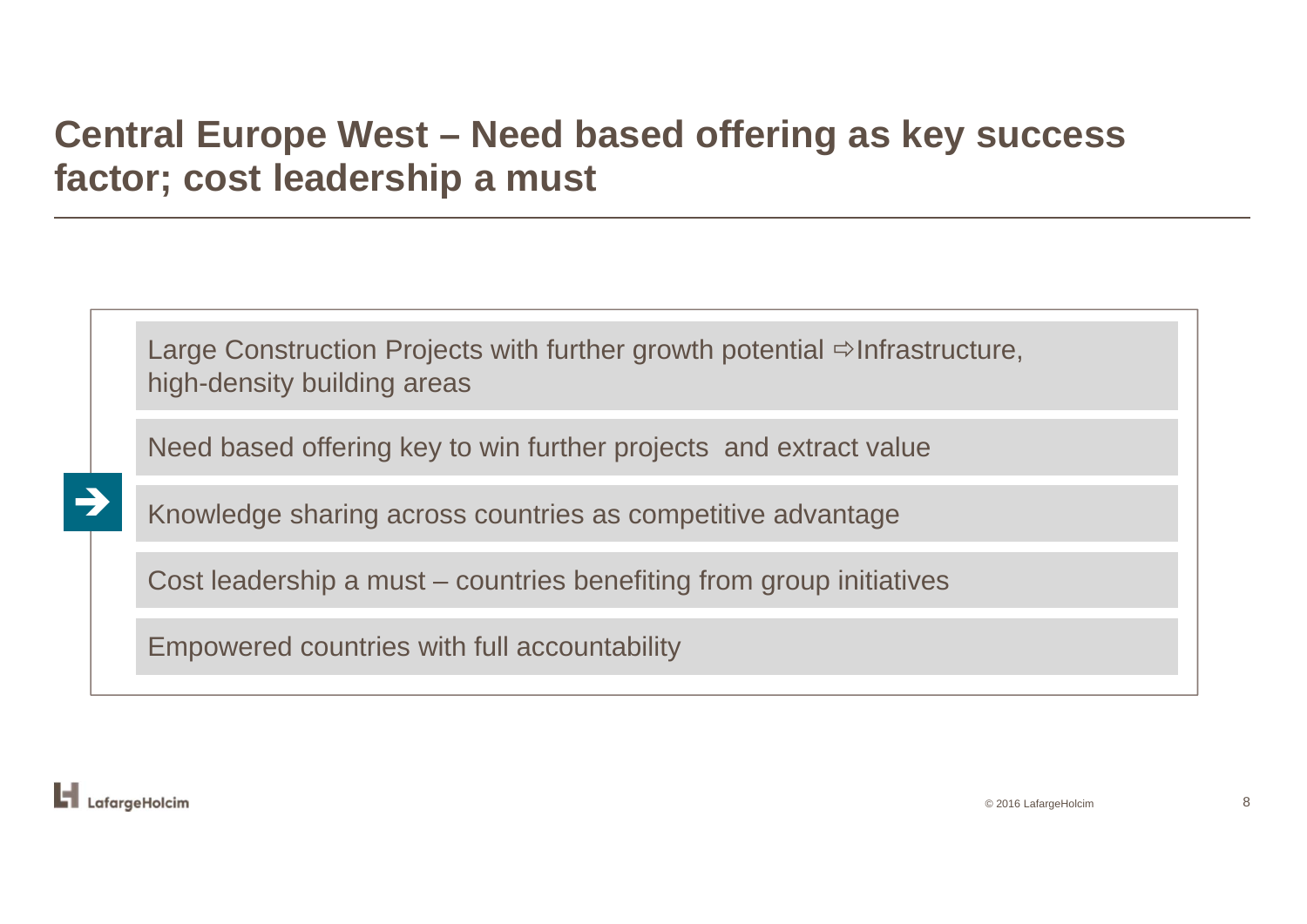# Central Europe West – Need based offering as key success factor; cost leadership a must

- Large Construction Projects with further growth potential ⇨Infrastructure, high-density building areas
- Need based offering key to win further projects and extract value
- Knowledge sharing across countries as competitive advantage
- Cost leadership a must – countries benefiting from group initiatives
- Empowered countries with full accountability

© 2016 LafargeHolcim